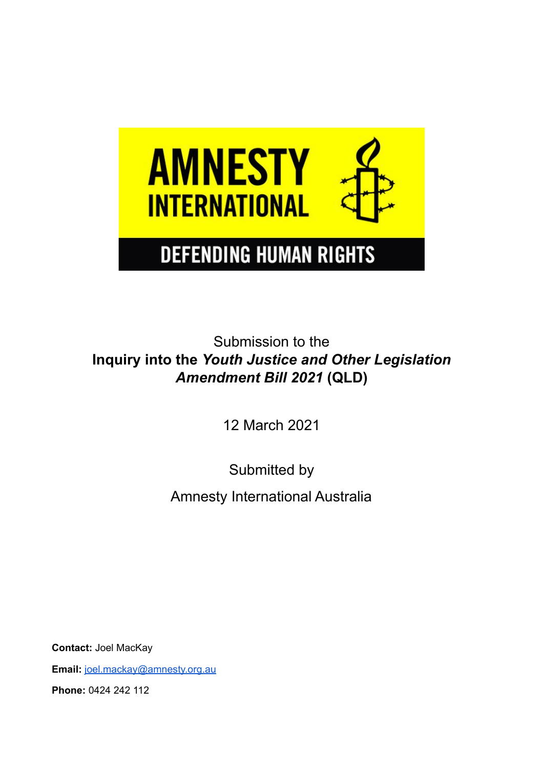AMNESTY INTERNATIONAL

DEFENDING HUMAN RIGHTS

Submission to the

**Inquiry into the *Youth Justice and Other Legislation Amendment Bill 2021* (QLD)**

12 March 2021

Submitted by

Amnesty International Australia

**Contact:** Joel MacKay

**Email:** joel.mackay@amnesty.org.au

**Phone:** 0424 242 112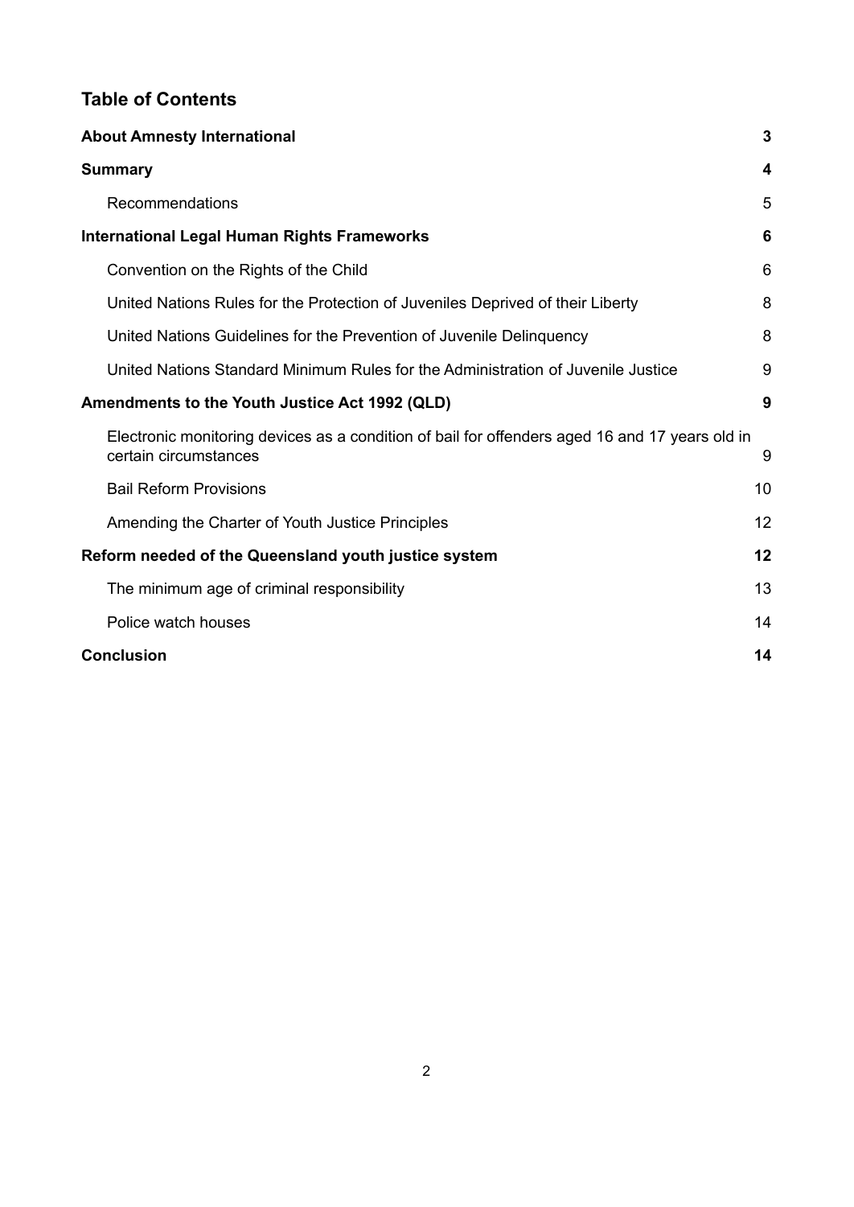## Table of Contents

**About Amnesty International** **3**

**Summary** **4**

- Recommendations 5

**International Legal Human Rights Frameworks** **6**

- Convention on the Rights of the Child 6
- United Nations Rules for the Protection of Juveniles Deprived of their Liberty 8
- United Nations Guidelines for the Prevention of Juvenile Delinquency 8
- United Nations Standard Minimum Rules for the Administration of Juvenile Justice 9

**Amendments to the Youth Justice Act 1992 (QLD)** **9**

- Electronic monitoring devices as a condition of bail for offenders aged 16 and 17 years old in certain circumstances 9
- Bail Reform Provisions 10
- Amending the Charter of Youth Justice Principles 12

**Reform needed of the Queensland youth justice system** **12**

- The minimum age of criminal responsibility 13
- Police watch houses 14

**Conclusion** **14**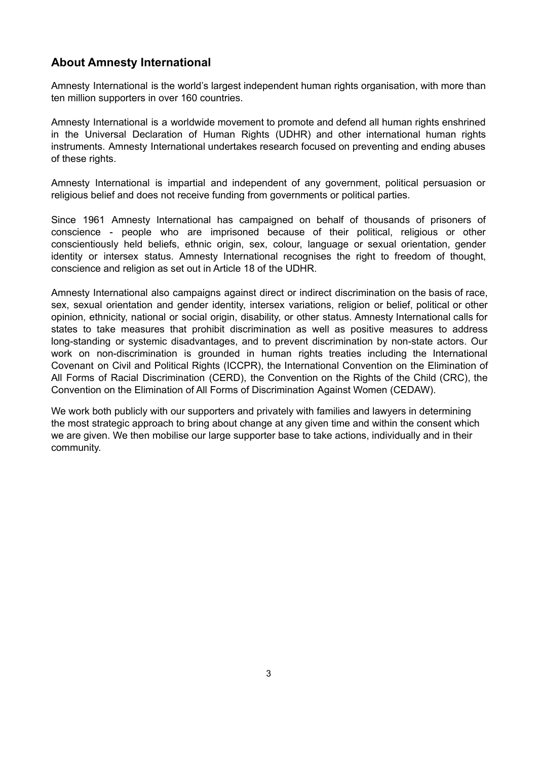## About Amnesty International

Amnesty International is the world's largest independent human rights organisation, with more than ten million supporters in over 160 countries.

Amnesty International is a worldwide movement to promote and defend all human rights enshrined in the Universal Declaration of Human Rights (UDHR) and other international human rights instruments. Amnesty International undertakes research focused on preventing and ending abuses of these rights.

Amnesty International is impartial and independent of any government, political persuasion or religious belief and does not receive funding from governments or political parties.

Since 1961 Amnesty International has campaigned on behalf of thousands of prisoners of conscience - people who are imprisoned because of their political, religious or other conscientiously held beliefs, ethnic origin, sex, colour, language or sexual orientation, gender identity or intersex status. Amnesty International recognises the right to freedom of thought, conscience and religion as set out in Article 18 of the UDHR.

Amnesty International also campaigns against direct or indirect discrimination on the basis of race, sex, sexual orientation and gender identity, intersex variations, religion or belief, political or other opinion, ethnicity, national or social origin, disability, or other status. Amnesty International calls for states to take measures that prohibit discrimination as well as positive measures to address long-standing or systemic disadvantages, and to prevent discrimination by non-state actors. Our work on non-discrimination is grounded in human rights treaties including the International Covenant on Civil and Political Rights (ICCPR), the International Convention on the Elimination of All Forms of Racial Discrimination (CERD), the Convention on the Rights of the Child (CRC), the Convention on the Elimination of All Forms of Discrimination Against Women (CEDAW).

We work both publicly with our supporters and privately with families and lawyers in determining the most strategic approach to bring about change at any given time and within the consent which we are given. We then mobilise our large supporter base to take actions, individually and in their community.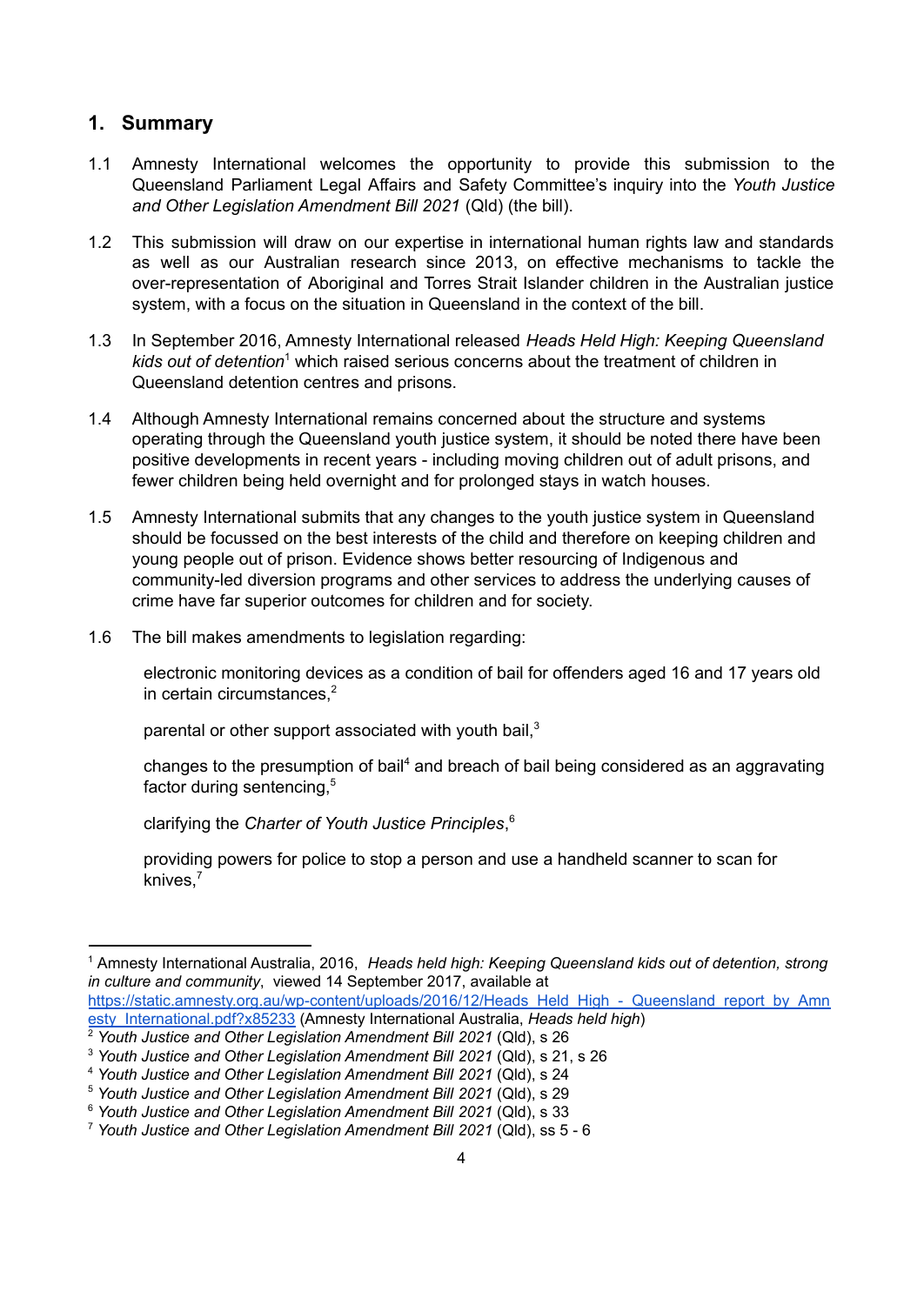## 1. Summary

1.1 Amnesty International welcomes the opportunity to provide this submission to the Queensland Parliament Legal Affairs and Safety Committee's inquiry into the *Youth Justice and Other Legislation Amendment Bill 2021* (Qld) (the bill).

1.2 This submission will draw on our expertise in international human rights law and standards as well as our Australian research since 2013, on effective mechanisms to tackle the over-representation of Aboriginal and Torres Strait Islander children in the Australian justice system, with a focus on the situation in Queensland in the context of the bill.

1.3 In September 2016, Amnesty International released *Heads Held High: Keeping Queensland kids out of detention*[1] which raised serious concerns about the treatment of children in Queensland detention centres and prisons.

1.4 Although Amnesty International remains concerned about the structure and systems operating through the Queensland youth justice system, it should be noted there have been positive developments in recent years - including moving children out of adult prisons, and fewer children being held overnight and for prolonged stays in watch houses.

1.5 Amnesty International submits that any changes to the youth justice system in Queensland should be focussed on the best interests of the child and therefore on keeping children and young people out of prison. Evidence shows better resourcing of Indigenous and community-led diversion programs and other services to address the underlying causes of crime have far superior outcomes for children and for society.

1.6 The bill makes amendments to legislation regarding:

electronic monitoring devices as a condition of bail for offenders aged 16 and 17 years old in certain circumstances,[2]

parental or other support associated with youth bail,[3]

changes to the presumption of bail[4] and breach of bail being considered as an aggravating factor during sentencing,[5]

clarifying the *Charter of Youth Justice Principles*,[6]

providing powers for police to stop a person and use a handheld scanner to scan for knives,[7]

---

[1] Amnesty International Australia, 2016, *Heads held high: Keeping Queensland kids out of detention, strong in culture and community*, viewed 14 September 2017, available at https://static.amnesty.org.au/wp-content/uploads/2016/12/Heads_Held_High_-_Queensland_report_by_Amnesty_International.pdf?x85233 (Amnesty International Australia, *Heads held high*)

[2] *Youth Justice and Other Legislation Amendment Bill 2021* (Qld), s 26

[3] *Youth Justice and Other Legislation Amendment Bill 2021* (Qld), s 21, s 26

[4] *Youth Justice and Other Legislation Amendment Bill 2021* (Qld), s 24

[5] *Youth Justice and Other Legislation Amendment Bill 2021* (Qld), s 29

[6] *Youth Justice and Other Legislation Amendment Bill 2021* (Qld), s 33

[7] *Youth Justice and Other Legislation Amendment Bill 2021* (Qld), ss 5 - 6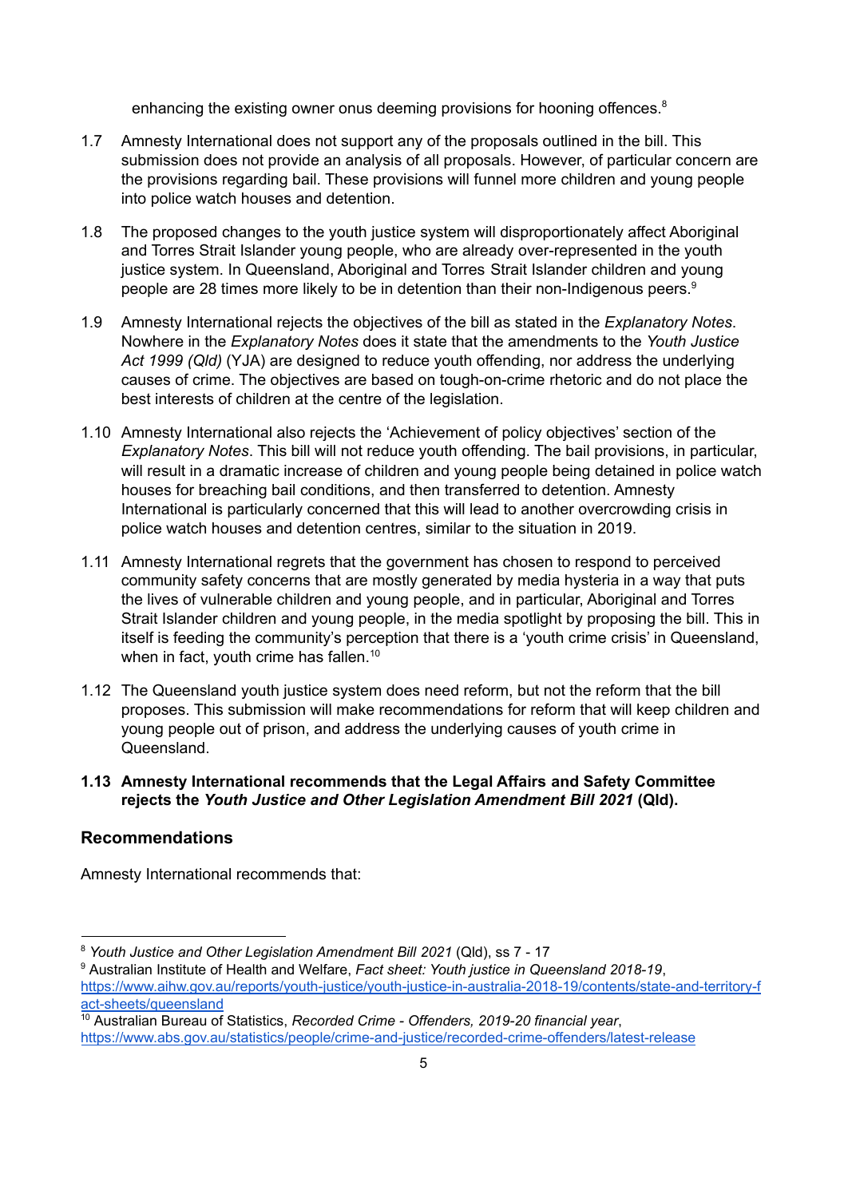enhancing the existing owner onus deeming provisions for hooning offences.[8]

1.7 Amnesty International does not support any of the proposals outlined in the bill. This submission does not provide an analysis of all proposals. However, of particular concern are the provisions regarding bail. These provisions will funnel more children and young people into police watch houses and detention.

1.8 The proposed changes to the youth justice system will disproportionately affect Aboriginal and Torres Strait Islander young people, who are already over-represented in the youth justice system. In Queensland, Aboriginal and Torres Strait Islander children and young people are 28 times more likely to be in detention than their non-Indigenous peers.[9]

1.9 Amnesty International rejects the objectives of the bill as stated in the *Explanatory Notes*. Nowhere in the *Explanatory Notes* does it state that the amendments to the *Youth Justice Act 1999 (Qld)* (YJA) are designed to reduce youth offending, nor address the underlying causes of crime. The objectives are based on tough-on-crime rhetoric and do not place the best interests of children at the centre of the legislation.

1.10 Amnesty International also rejects the 'Achievement of policy objectives' section of the *Explanatory Notes*. This bill will not reduce youth offending. The bail provisions, in particular, will result in a dramatic increase of children and young people being detained in police watch houses for breaching bail conditions, and then transferred to detention. Amnesty International is particularly concerned that this will lead to another overcrowding crisis in police watch houses and detention centres, similar to the situation in 2019.

1.11 Amnesty International regrets that the government has chosen to respond to perceived community safety concerns that are mostly generated by media hysteria in a way that puts the lives of vulnerable children and young people, and in particular, Aboriginal and Torres Strait Islander children and young people, in the media spotlight by proposing the bill. This in itself is feeding the community's perception that there is a 'youth crime crisis' in Queensland, when in fact, youth crime has fallen.[10]

1.12 The Queensland youth justice system does need reform, but not the reform that the bill proposes. This submission will make recommendations for reform that will keep children and young people out of prison, and address the underlying causes of youth crime in Queensland.

**1.13 Amnesty International recommends that the Legal Affairs and Safety Committee rejects the *Youth Justice and Other Legislation Amendment Bill 2021* (Qld).**

## Recommendations

Amnesty International recommends that:

---

[8] *Youth Justice and Other Legislation Amendment Bill 2021* (Qld), ss 7 - 17

[9] Australian Institute of Health and Welfare, *Fact sheet: Youth justice in Queensland 2018-19*, https://www.aihw.gov.au/reports/youth-justice/youth-justice-in-australia-2018-19/contents/state-and-territory-fact-sheets/queensland

[10] Australian Bureau of Statistics, *Recorded Crime - Offenders, 2019-20 financial year*, https://www.abs.gov.au/statistics/people/crime-and-justice/recorded-crime-offenders/latest-release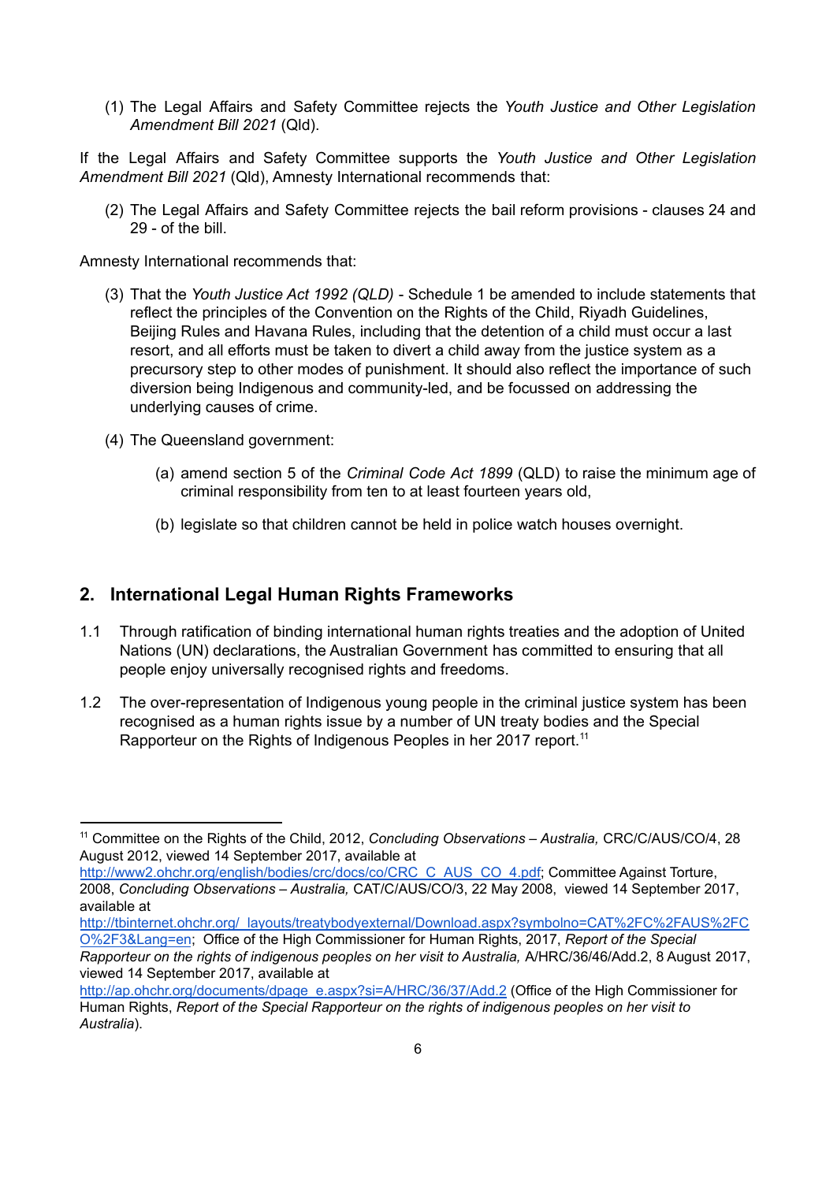(1) The Legal Affairs and Safety Committee rejects the *Youth Justice and Other Legislation Amendment Bill 2021* (Qld).

If the Legal Affairs and Safety Committee supports the *Youth Justice and Other Legislation Amendment Bill 2021* (Qld), Amnesty International recommends that:

(2) The Legal Affairs and Safety Committee rejects the bail reform provisions - clauses 24 and 29 - of the bill.

Amnesty International recommends that:

(3) That the *Youth Justice Act 1992 (QLD)* - Schedule 1 be amended to include statements that reflect the principles of the Convention on the Rights of the Child, Riyadh Guidelines, Beijing Rules and Havana Rules, including that the detention of a child must occur a last resort, and all efforts must be taken to divert a child away from the justice system as a precursory step to other modes of punishment. It should also reflect the importance of such diversion being Indigenous and community-led, and be focussed on addressing the underlying causes of crime.

(4) The Queensland government:

   (a) amend section 5 of the *Criminal Code Act 1899* (QLD) to raise the minimum age of criminal responsibility from ten to at least fourteen years old,

   (b) legislate so that children cannot be held in police watch houses overnight.

## 2. International Legal Human Rights Frameworks

1.1 Through ratification of binding international human rights treaties and the adoption of United Nations (UN) declarations, the Australian Government has committed to ensuring that all people enjoy universally recognised rights and freedoms.

1.2 The over-representation of Indigenous young people in the criminal justice system has been recognised as a human rights issue by a number of UN treaty bodies and the Special Rapporteur on the Rights of Indigenous Peoples in her 2017 report.[11]

---

[11] Committee on the Rights of the Child, 2012, *Concluding Observations – Australia,* CRC/C/AUS/CO/4, 28 August 2012, viewed 14 September 2017, available at http://www2.ohchr.org/english/bodies/crc/docs/co/CRC_C_AUS_CO_4.pdf; Committee Against Torture, 2008, *Concluding Observations – Australia,* CAT/C/AUS/CO/3, 22 May 2008, viewed 14 September 2017, available at http://tbinternet.ohchr.org/_layouts/treatybodyexternal/Download.aspx?symbolno=CAT%2FC%2FAUS%2FCO%2F3&Lang=en; Office of the High Commissioner for Human Rights, 2017, *Report of the Special Rapporteur on the rights of indigenous peoples on her visit to Australia,* A/HRC/36/46/Add.2, 8 August 2017, viewed 14 September 2017, available at http://ap.ohchr.org/documents/dpage_e.aspx?si=A/HRC/36/37/Add.2 (Office of the High Commissioner for Human Rights, *Report of the Special Rapporteur on the rights of indigenous peoples on her visit to Australia*).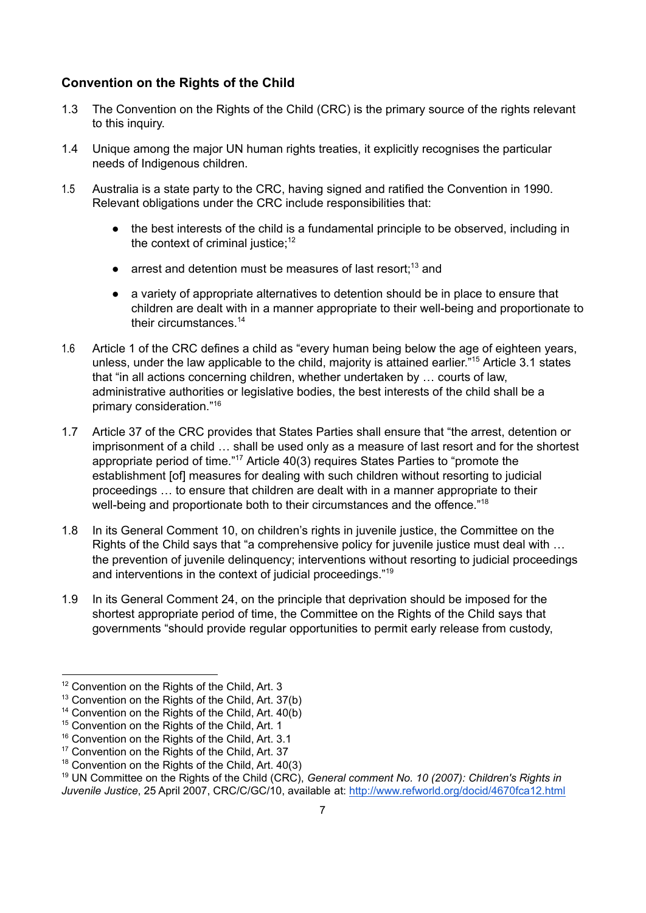## Convention on the Rights of the Child

1.3 The Convention on the Rights of the Child (CRC) is the primary source of the rights relevant to this inquiry.

1.4 Unique among the major UN human rights treaties, it explicitly recognises the particular needs of Indigenous children.

1.5 Australia is a state party to the CRC, having signed and ratified the Convention in 1990. Relevant obligations under the CRC include responsibilities that:

- the best interests of the child is a fundamental principle to be observed, including in the context of criminal justice;[12]
- arrest and detention must be measures of last resort;[13] and
- a variety of appropriate alternatives to detention should be in place to ensure that children are dealt with in a manner appropriate to their well-being and proportionate to their circumstances.[14]

1.6 Article 1 of the CRC defines a child as "every human being below the age of eighteen years, unless, under the law applicable to the child, majority is attained earlier."[15] Article 3.1 states that "in all actions concerning children, whether undertaken by … courts of law, administrative authorities or legislative bodies, the best interests of the child shall be a primary consideration."[16]

1.7 Article 37 of the CRC provides that States Parties shall ensure that "the arrest, detention or imprisonment of a child … shall be used only as a measure of last resort and for the shortest appropriate period of time."[17] Article 40(3) requires States Parties to "promote the establishment [of] measures for dealing with such children without resorting to judicial proceedings … to ensure that children are dealt with in a manner appropriate to their well-being and proportionate both to their circumstances and the offence."[18]

1.8 In its General Comment 10, on children's rights in juvenile justice, the Committee on the Rights of the Child says that "a comprehensive policy for juvenile justice must deal with … the prevention of juvenile delinquency; interventions without resorting to judicial proceedings and interventions in the context of judicial proceedings."[19]

1.9 In its General Comment 24, on the principle that deprivation should be imposed for the shortest appropriate period of time, the Committee on the Rights of the Child says that governments "should provide regular opportunities to permit early release from custody,

---

[12] Convention on the Rights of the Child, Art. 3

[13] Convention on the Rights of the Child, Art. 37(b)

[14] Convention on the Rights of the Child, Art. 40(b)

[15] Convention on the Rights of the Child, Art. 1

[16] Convention on the Rights of the Child, Art. 3.1

[17] Convention on the Rights of the Child, Art. 37

[18] Convention on the Rights of the Child, Art. 40(3)

[19] UN Committee on the Rights of the Child (CRC), *General comment No. 10 (2007): Children's Rights in Juvenile Justice*, 25 April 2007, CRC/C/GC/10, available at: http://www.refworld.org/docid/4670fca12.html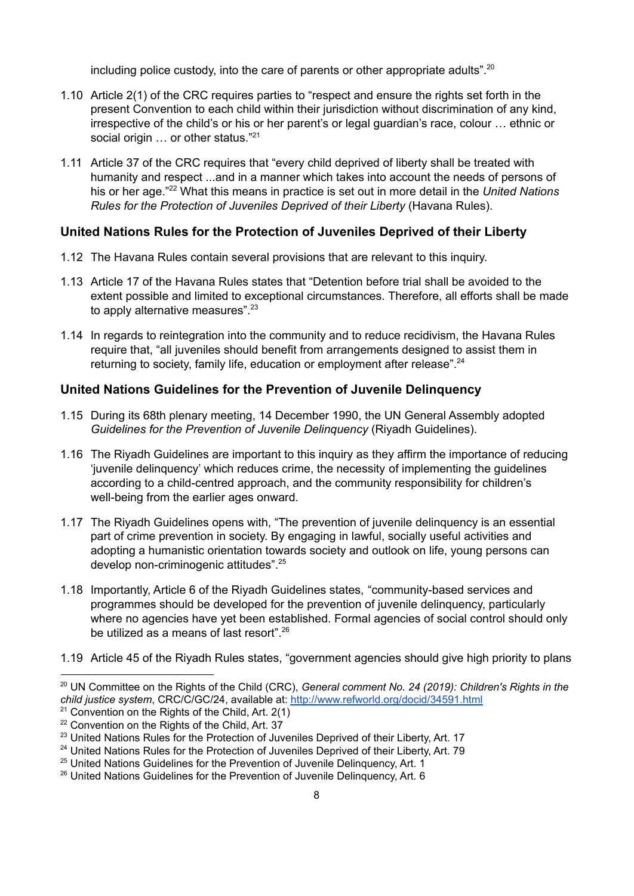including police custody, into the care of parents or other appropriate adults”.[20]

1.10 Article 2(1) of the CRC requires parties to “respect and ensure the rights set forth in the present Convention to each child within their jurisdiction without discrimination of any kind, irrespective of the child’s or his or her parent’s or legal guardian’s race, colour … ethnic or social origin … or other status.”[21]

1.11 Article 37 of the CRC requires that “every child deprived of liberty shall be treated with humanity and respect ...and in a manner which takes into account the needs of persons of his or her age.”[22] What this means in practice is set out in more detail in the *United Nations Rules for the Protection of Juveniles Deprived of their Liberty* (Havana Rules).

### United Nations Rules for the Protection of Juveniles Deprived of their Liberty

1.12 The Havana Rules contain several provisions that are relevant to this inquiry.

1.13 Article 17 of the Havana Rules states that “Detention before trial shall be avoided to the extent possible and limited to exceptional circumstances. Therefore, all efforts shall be made to apply alternative measures”.[23]

1.14 In regards to reintegration into the community and to reduce recidivism, the Havana Rules require that, “all juveniles should benefit from arrangements designed to assist them in returning to society, family life, education or employment after release”.[24]

### United Nations Guidelines for the Prevention of Juvenile Delinquency

1.15 During its 68th plenary meeting, 14 December 1990, the UN General Assembly adopted *Guidelines for the Prevention of Juvenile Delinquency* (Riyadh Guidelines).

1.16 The Riyadh Guidelines are important to this inquiry as they affirm the importance of reducing ‘juvenile delinquency’ which reduces crime, the necessity of implementing the guidelines according to a child-centred approach, and the community responsibility for children’s well-being from the earlier ages onward.

1.17 The Riyadh Guidelines opens with, “The prevention of juvenile delinquency is an essential part of crime prevention in society. By engaging in lawful, socially useful activities and adopting a humanistic orientation towards society and outlook on life, young persons can develop non-criminogenic attitudes”.[25]

1.18 Importantly, Article 6 of the Riyadh Guidelines states, “community-based services and programmes should be developed for the prevention of juvenile delinquency, particularly where no agencies have yet been established. Formal agencies of social control should only be utilized as a means of last resort”.[26]

1.19 Article 45 of the Riyadh Rules states, “government agencies should give high priority to plans

---

[20] UN Committee on the Rights of the Child (CRC), *General comment No. 24 (2019): Children's Rights in the child justice system*, CRC/C/GC/24, available at: http://www.refworld.org/docid/34591.html

[21] Convention on the Rights of the Child, Art. 2(1)

[22] Convention on the Rights of the Child, Art. 37

[23] United Nations Rules for the Protection of Juveniles Deprived of their Liberty, Art. 17

[24] United Nations Rules for the Protection of Juveniles Deprived of their Liberty, Art. 79

[25] United Nations Guidelines for the Prevention of Juvenile Delinquency, Art. 1

[26] United Nations Guidelines for the Prevention of Juvenile Delinquency, Art. 6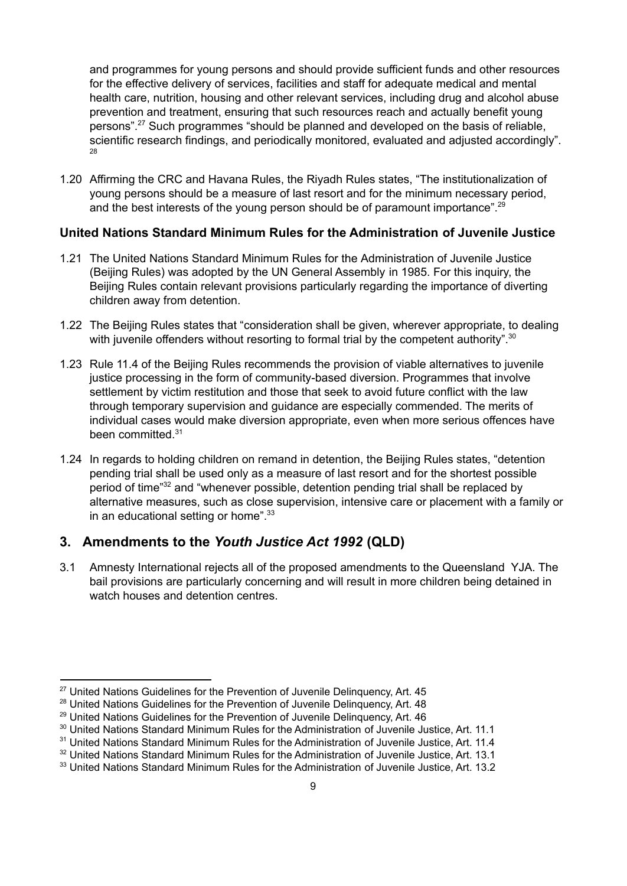and programmes for young persons and should provide sufficient funds and other resources for the effective delivery of services, facilities and staff for adequate medical and mental health care, nutrition, housing and other relevant services, including drug and alcohol abuse prevention and treatment, ensuring that such resources reach and actually benefit young persons".[27] Such programmes "should be planned and developed on the basis of reliable, scientific research findings, and periodically monitored, evaluated and adjusted accordingly".[28]

1.20 Affirming the CRC and Havana Rules, the Riyadh Rules states, "The institutionalization of young persons should be a measure of last resort and for the minimum necessary period, and the best interests of the young person should be of paramount importance".[29]

### United Nations Standard Minimum Rules for the Administration of Juvenile Justice

1.21 The United Nations Standard Minimum Rules for the Administration of Juvenile Justice (Beijing Rules) was adopted by the UN General Assembly in 1985. For this inquiry, the Beijing Rules contain relevant provisions particularly regarding the importance of diverting children away from detention.

1.22 The Beijing Rules states that "consideration shall be given, wherever appropriate, to dealing with juvenile offenders without resorting to formal trial by the competent authority".[30]

1.23 Rule 11.4 of the Beijing Rules recommends the provision of viable alternatives to juvenile justice processing in the form of community-based diversion. Programmes that involve settlement by victim restitution and those that seek to avoid future conflict with the law through temporary supervision and guidance are especially commended. The merits of individual cases would make diversion appropriate, even when more serious offences have been committed.[31]

1.24 In regards to holding children on remand in detention, the Beijing Rules states, "detention pending trial shall be used only as a measure of last resort and for the shortest possible period of time"[32] and "whenever possible, detention pending trial shall be replaced by alternative measures, such as close supervision, intensive care or placement with a family or in an educational setting or home".[33]

## 3. Amendments to the *Youth Justice Act 1992* (QLD)

3.1 Amnesty International rejects all of the proposed amendments to the Queensland YJA. The bail provisions are particularly concerning and will result in more children being detained in watch houses and detention centres.

---

[27] United Nations Guidelines for the Prevention of Juvenile Delinquency, Art. 45
[28] United Nations Guidelines for the Prevention of Juvenile Delinquency, Art. 48
[29] United Nations Guidelines for the Prevention of Juvenile Delinquency, Art. 46
[30] United Nations Standard Minimum Rules for the Administration of Juvenile Justice, Art. 11.1
[31] United Nations Standard Minimum Rules for the Administration of Juvenile Justice, Art. 11.4
[32] United Nations Standard Minimum Rules for the Administration of Juvenile Justice, Art. 13.1
[33] United Nations Standard Minimum Rules for the Administration of Juvenile Justice, Art. 13.2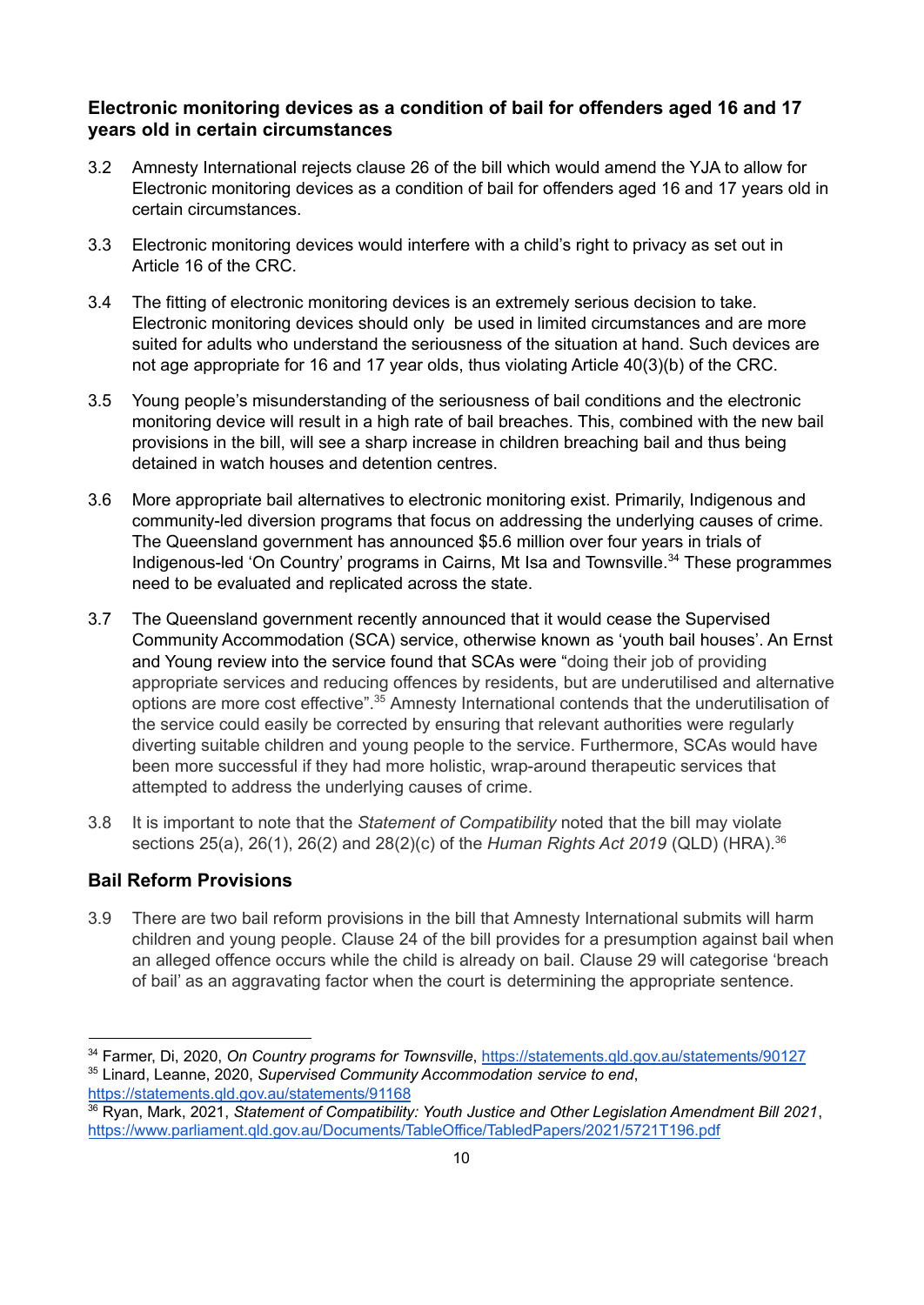**Electronic monitoring devices as a condition of bail for offenders aged 16 and 17 years old in certain circumstances**

3.2 Amnesty International rejects clause 26 of the bill which would amend the YJA to allow for Electronic monitoring devices as a condition of bail for offenders aged 16 and 17 years old in certain circumstances.

3.3 Electronic monitoring devices would interfere with a child's right to privacy as set out in Article 16 of the CRC.

3.4 The fitting of electronic monitoring devices is an extremely serious decision to take. Electronic monitoring devices should only be used in limited circumstances and are more suited for adults who understand the seriousness of the situation at hand. Such devices are not age appropriate for 16 and 17 year olds, thus violating Article 40(3)(b) of the CRC.

3.5 Young people's misunderstanding of the seriousness of bail conditions and the electronic monitoring device will result in a high rate of bail breaches. This, combined with the new bail provisions in the bill, will see a sharp increase in children breaching bail and thus being detained in watch houses and detention centres.

3.6 More appropriate bail alternatives to electronic monitoring exist. Primarily, Indigenous and community-led diversion programs that focus on addressing the underlying causes of crime. The Queensland government has announced $5.6 million over four years in trials of Indigenous-led 'On Country' programs in Cairns, Mt Isa and Townsville.[34] These programmes need to be evaluated and replicated across the state.

3.7 The Queensland government recently announced that it would cease the Supervised Community Accommodation (SCA) service, otherwise known as 'youth bail houses'. An Ernst and Young review into the service found that SCAs were "doing their job of providing appropriate services and reducing offences by residents, but are underutilised and alternative options are more cost effective".[35] Amnesty International contends that the underutilisation of the service could easily be corrected by ensuring that relevant authorities were regularly diverting suitable children and young people to the service. Furthermore, SCAs would have been more successful if they had more holistic, wrap-around therapeutic services that attempted to address the underlying causes of crime.

3.8 It is important to note that the *Statement of Compatibility* noted that the bill may violate sections 25(a), 26(1), 26(2) and 28(2)(c) of the *Human Rights Act 2019* (QLD) (HRA).[36]

## Bail Reform Provisions

3.9 There are two bail reform provisions in the bill that Amnesty International submits will harm children and young people. Clause 24 of the bill provides for a presumption against bail when an alleged offence occurs while the child is already on bail. Clause 29 will categorise 'breach of bail' as an aggravating factor when the court is determining the appropriate sentence.

---

[34] Farmer, Di, 2020, *On Country programs for Townsville*, https://statements.qld.gov.au/statements/90127

[35] Linard, Leanne, 2020, *Supervised Community Accommodation service to end*, https://statements.qld.gov.au/statements/91168

[36] Ryan, Mark, 2021, *Statement of Compatibility: Youth Justice and Other Legislation Amendment Bill 2021*, https://www.parliament.qld.gov.au/Documents/TableOffice/TabledPapers/2021/5721T196.pdf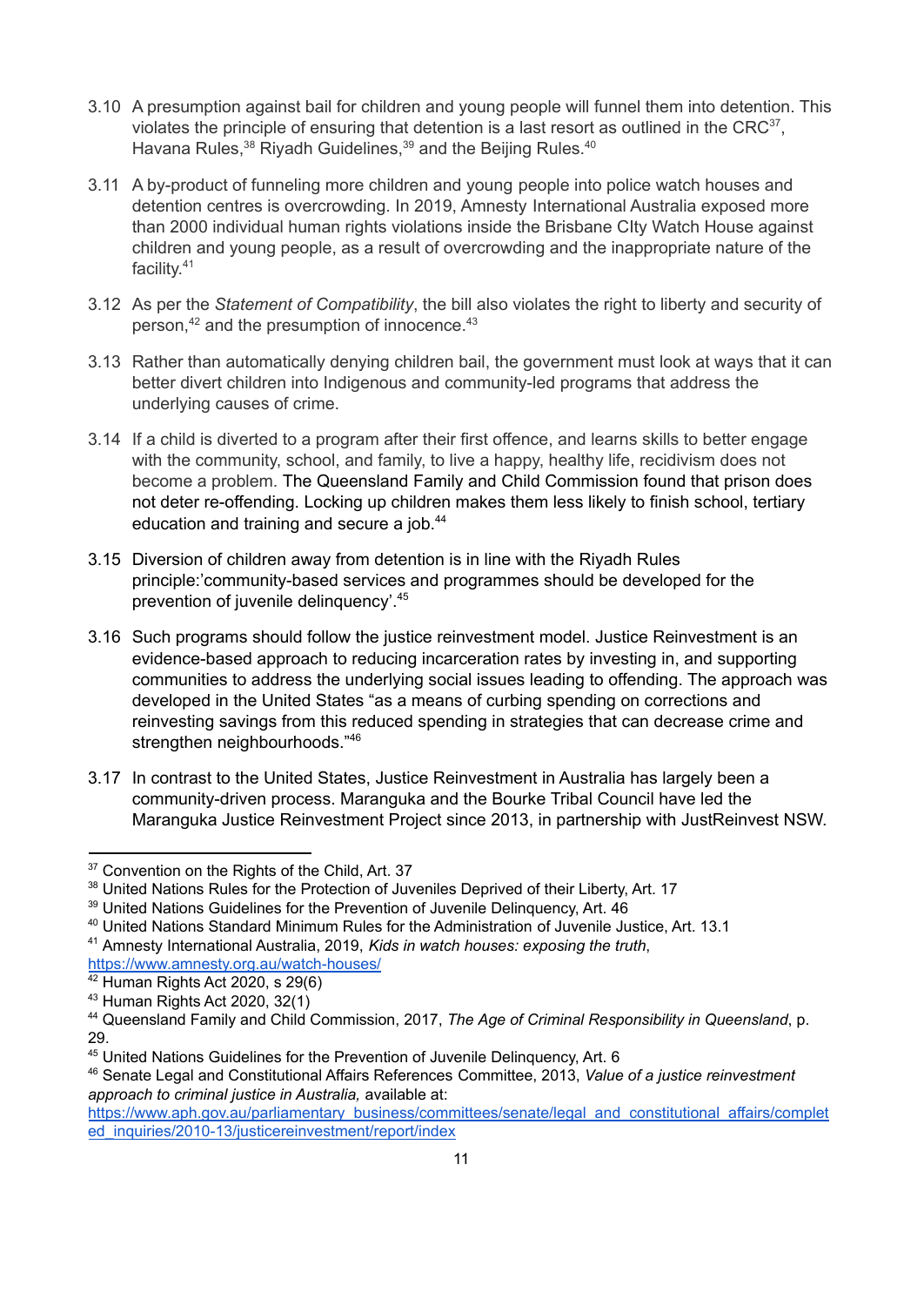3.10 A presumption against bail for children and young people will funnel them into detention. This violates the principle of ensuring that detention is a last resort as outlined in the CRC[37], Havana Rules,[38] Riyadh Guidelines,[39] and the Beijing Rules.[40]

3.11 A by-product of funneling more children and young people into police watch houses and detention centres is overcrowding. In 2019, Amnesty International Australia exposed more than 2000 individual human rights violations inside the Brisbane CIty Watch House against children and young people, as a result of overcrowding and the inappropriate nature of the facility.[41]

3.12 As per the *Statement of Compatibility*, the bill also violates the right to liberty and security of person,[42] and the presumption of innocence.[43]

3.13 Rather than automatically denying children bail, the government must look at ways that it can better divert children into Indigenous and community-led programs that address the underlying causes of crime.

3.14 If a child is diverted to a program after their first offence, and learns skills to better engage with the community, school, and family, to live a happy, healthy life, recidivism does not become a problem. The Queensland Family and Child Commission found that prison does not deter re-offending. Locking up children makes them less likely to finish school, tertiary education and training and secure a job.[44]

3.15 Diversion of children away from detention is in line with the Riyadh Rules principle:'community-based services and programmes should be developed for the prevention of juvenile delinquency'.[45]

3.16 Such programs should follow the justice reinvestment model. Justice Reinvestment is an evidence-based approach to reducing incarceration rates by investing in, and supporting communities to address the underlying social issues leading to offending. The approach was developed in the United States "as a means of curbing spending on corrections and reinvesting savings from this reduced spending in strategies that can decrease crime and strengthen neighbourhoods."[46]

3.17 In contrast to the United States, Justice Reinvestment in Australia has largely been a community-driven process. Maranguka and the Bourke Tribal Council have led the Maranguka Justice Reinvestment Project since 2013, in partnership with JustReinvest NSW.

---

[37] Convention on the Rights of the Child, Art. 37

[38] United Nations Rules for the Protection of Juveniles Deprived of their Liberty, Art. 17

[39] United Nations Guidelines for the Prevention of Juvenile Delinquency, Art. 46

[40] United Nations Standard Minimum Rules for the Administration of Juvenile Justice, Art. 13.1

[41] Amnesty International Australia, 2019, *Kids in watch houses: exposing the truth*, https://www.amnesty.org.au/watch-houses/

[42] Human Rights Act 2020, s 29(6)

[43] Human Rights Act 2020, 32(1)

[44] Queensland Family and Child Commission, 2017, *The Age of Criminal Responsibility in Queensland*, p. 29.

[45] United Nations Guidelines for the Prevention of Juvenile Delinquency, Art. 6

[46] Senate Legal and Constitutional Affairs References Committee, 2013, *Value of a justice reinvestment approach to criminal justice in Australia,* available at: https://www.aph.gov.au/parliamentary_business/committees/senate/legal_and_constitutional_affairs/completed_inquiries/2010-13/justicereinvestment/report/index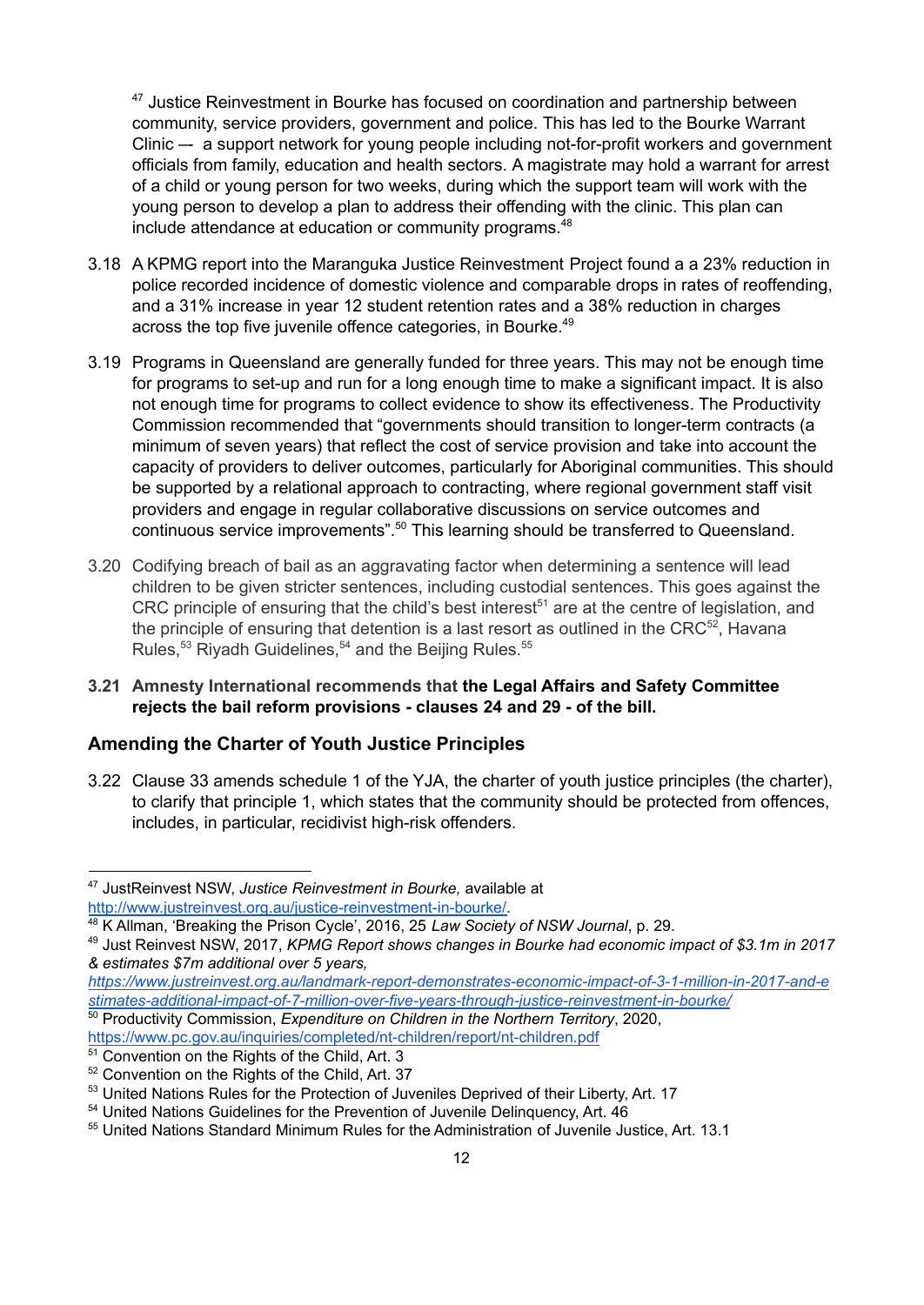[47] Justice Reinvestment in Bourke has focused on coordination and partnership between community, service providers, government and police. This has led to the Bourke Warrant Clinic –- a support network for young people including not-for-profit workers and government officials from family, education and health sectors. A magistrate may hold a warrant for arrest of a child or young person for two weeks, during which the support team will work with the young person to develop a plan to address their offending with the clinic. This plan can include attendance at education or community programs.[48]

3.18 A KPMG report into the Maranguka Justice Reinvestment Project found a a 23% reduction in police recorded incidence of domestic violence and comparable drops in rates of reoffending, and a 31% increase in year 12 student retention rates and a 38% reduction in charges across the top five juvenile offence categories, in Bourke.[49]

3.19 Programs in Queensland are generally funded for three years. This may not be enough time for programs to set-up and run for a long enough time to make a significant impact. It is also not enough time for programs to collect evidence to show its effectiveness. The Productivity Commission recommended that "governments should transition to longer-term contracts (a minimum of seven years) that reflect the cost of service provision and take into account the capacity of providers to deliver outcomes, particularly for Aboriginal communities. This should be supported by a relational approach to contracting, where regional government staff visit providers and engage in regular collaborative discussions on service outcomes and continuous service improvements".[50] This learning should be transferred to Queensland.

3.20 Codifying breach of bail as an aggravating factor when determining a sentence will lead children to be given stricter sentences, including custodial sentences. This goes against the CRC principle of ensuring that the child's best interest[51] are at the centre of legislation, and the principle of ensuring that detention is a last resort as outlined in the CRC[52], Havana Rules,[53] Riyadh Guidelines,[54] and the Beijing Rules.[55]

**3.21 Amnesty International recommends that the Legal Affairs and Safety Committee rejects the bail reform provisions - clauses 24 and 29 - of the bill.**

## Amending the Charter of Youth Justice Principles

3.22 Clause 33 amends schedule 1 of the YJA, the charter of youth justice principles (the charter), to clarify that principle 1, which states that the community should be protected from offences, includes, in particular, recidivist high-risk offenders.

---

[47] JustReinvest NSW, *Justice Reinvestment in Bourke,* available at http://www.justreinvest.org.au/justice-reinvestment-in-bourke/.

[48] K Allman, 'Breaking the Prison Cycle', 2016, 25 *Law Society of NSW Journal*, p. 29.

[49] Just Reinvest NSW, 2017, *KPMG Report shows changes in Bourke had economic impact of $3.1m in 2017 & estimates $7m additional over 5 years, https://www.justreinvest.org.au/landmark-report-demonstrates-economic-impact-of-3-1-million-in-2017-and-estimates-additional-impact-of-7-million-over-five-years-through-justice-reinvestment-in-bourke/*

[50] Productivity Commission, *Expenditure on Children in the Northern Territory*, 2020, https://www.pc.gov.au/inquiries/completed/nt-children/report/nt-children.pdf

[51] Convention on the Rights of the Child, Art. 3

[52] Convention on the Rights of the Child, Art. 37

[53] United Nations Rules for the Protection of Juveniles Deprived of their Liberty, Art. 17

[54] United Nations Guidelines for the Prevention of Juvenile Delinquency, Art. 46

[55] United Nations Standard Minimum Rules for the Administration of Juvenile Justice, Art. 13.1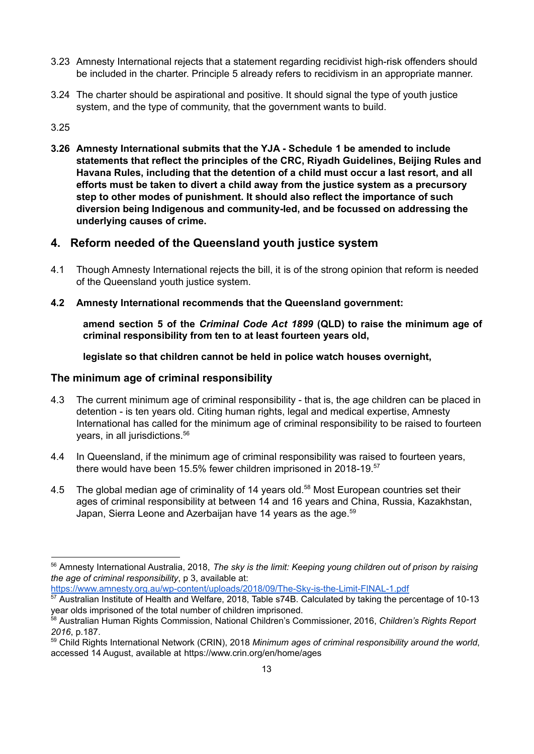3.23 Amnesty International rejects that a statement regarding recidivist high-risk offenders should be included in the charter. Principle 5 already refers to recidivism in an appropriate manner.

3.24 The charter should be aspirational and positive. It should signal the type of youth justice system, and the type of community, that the government wants to build.

3.25

**3.26 Amnesty International submits that the YJA - Schedule 1 be amended to include statements that reflect the principles of the CRC, Riyadh Guidelines, Beijing Rules and Havana Rules, including that the detention of a child must occur a last resort, and all efforts must be taken to divert a child away from the justice system as a precursory step to other modes of punishment. It should also reflect the importance of such diversion being Indigenous and community-led, and be focussed on addressing the underlying causes of crime.**

## 4. Reform needed of the Queensland youth justice system

4.1 Though Amnesty International rejects the bill, it is of the strong opinion that reform is needed of the Queensland youth justice system.

**4.2 Amnesty International recommends that the Queensland government:**

**amend section 5 of the *Criminal Code Act 1899* (QLD) to raise the minimum age of criminal responsibility from ten to at least fourteen years old,**

**legislate so that children cannot be held in police watch houses overnight,**

### The minimum age of criminal responsibility

4.3 The current minimum age of criminal responsibility - that is, the age children can be placed in detention - is ten years old. Citing human rights, legal and medical expertise, Amnesty International has called for the minimum age of criminal responsibility to be raised to fourteen years, in all jurisdictions.[56]

4.4 In Queensland, if the minimum age of criminal responsibility was raised to fourteen years, there would have been 15.5% fewer children imprisoned in 2018-19.[57]

4.5 The global median age of criminality of 14 years old.[58] Most European countries set their ages of criminal responsibility at between 14 and 16 years and China, Russia, Kazakhstan, Japan, Sierra Leone and Azerbaijan have 14 years as the age.[59]

---

[56] Amnesty International Australia, 2018, *The sky is the limit: Keeping young children out of prison by raising the age of criminal responsibility*, p 3, available at: https://www.amnesty.org.au/wp-content/uploads/2018/09/The-Sky-is-the-Limit-FINAL-1.pdf

[57] Australian Institute of Health and Welfare, 2018, Table s74B. Calculated by taking the percentage of 10-13 year olds imprisoned of the total number of children imprisoned.

[58] Australian Human Rights Commission, National Children's Commissioner, 2016, *Children's Rights Report 2016*, p.187.

[59] Child Rights International Network (CRIN), 2018 *Minimum ages of criminal responsibility around the world*, accessed 14 August, available at https://www.crin.org/en/home/ages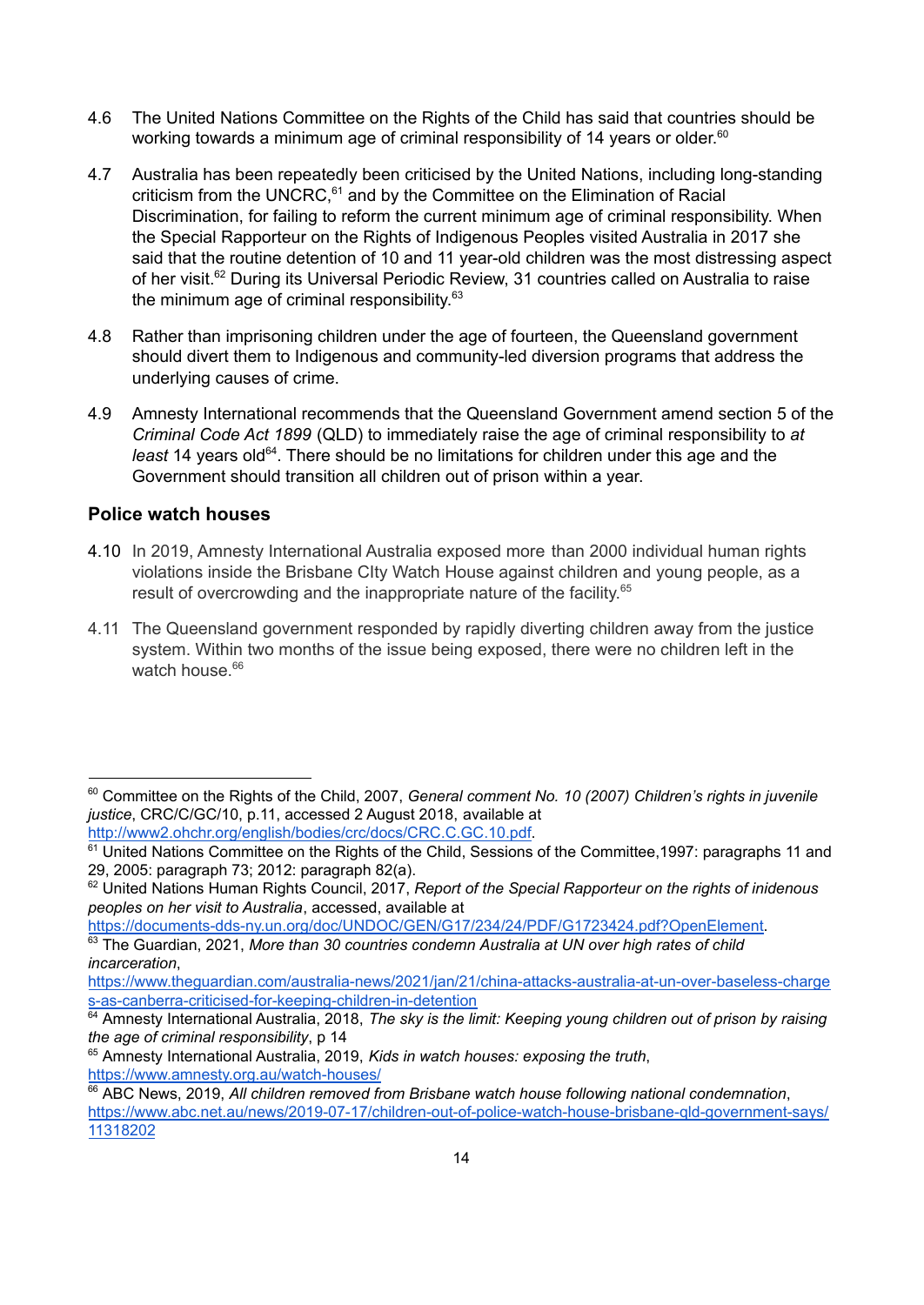4.6 The United Nations Committee on the Rights of the Child has said that countries should be working towards a minimum age of criminal responsibility of 14 years or older.[60]

4.7 Australia has been repeatedly been criticised by the United Nations, including long-standing criticism from the UNCRC,[61] and by the Committee on the Elimination of Racial Discrimination, for failing to reform the current minimum age of criminal responsibility. When the Special Rapporteur on the Rights of Indigenous Peoples visited Australia in 2017 she said that the routine detention of 10 and 11 year-old children was the most distressing aspect of her visit.[62] During its Universal Periodic Review, 31 countries called on Australia to raise the minimum age of criminal responsibility.[63]

4.8 Rather than imprisoning children under the age of fourteen, the Queensland government should divert them to Indigenous and community-led diversion programs that address the underlying causes of crime.

4.9 Amnesty International recommends that the Queensland Government amend section 5 of the *Criminal Code Act 1899* (QLD) to immediately raise the age of criminal responsibility to *at least* 14 years old[64]. There should be no limitations for children under this age and the Government should transition all children out of prison within a year.

## Police watch houses

4.10 In 2019, Amnesty International Australia exposed more than 2000 individual human rights violations inside the Brisbane CIty Watch House against children and young people, as a result of overcrowding and the inappropriate nature of the facility.[65]

4.11 The Queensland government responded by rapidly diverting children away from the justice system. Within two months of the issue being exposed, there were no children left in the watch house.[66]

---

[60] Committee on the Rights of the Child, 2007, *General comment No. 10 (2007) Children's rights in juvenile justice*, CRC/C/GC/10, p.11, accessed 2 August 2018, available at http://www2.ohchr.org/english/bodies/crc/docs/CRC.C.GC.10.pdf.

[61] United Nations Committee on the Rights of the Child, Sessions of the Committee,1997: paragraphs 11 and 29, 2005: paragraph 73; 2012: paragraph 82(a).

[62] United Nations Human Rights Council, 2017, *Report of the Special Rapporteur on the rights of inidenous peoples on her visit to Australia*, accessed, available at https://documents-dds-ny.un.org/doc/UNDOC/GEN/G17/234/24/PDF/G1723424.pdf?OpenElement.

[63] The Guardian, 2021, *More than 30 countries condemn Australia at UN over high rates of child incarceration*, https://www.theguardian.com/australia-news/2021/jan/21/china-attacks-australia-at-un-over-baseless-charges-as-canberra-criticised-for-keeping-children-in-detention

[64] Amnesty International Australia, 2018, *The sky is the limit: Keeping young children out of prison by raising the age of criminal responsibility*, p 14

[65] Amnesty International Australia, 2019, *Kids in watch houses: exposing the truth*, https://www.amnesty.org.au/watch-houses/

[66] ABC News, 2019, *All children removed from Brisbane watch house following national condemnation*, https://www.abc.net.au/news/2019-07-17/children-out-of-police-watch-house-brisbane-qld-government-says/11318202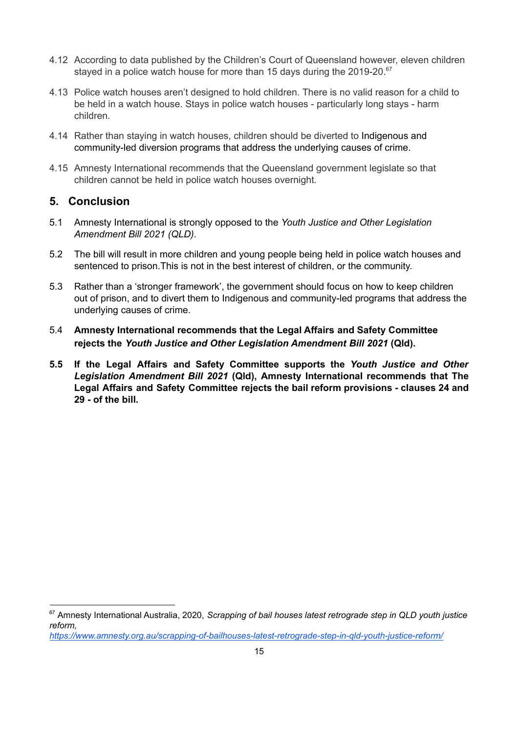4.12 According to data published by the Children's Court of Queensland however, eleven children stayed in a police watch house for more than 15 days during the 2019-20.[67]

4.13 Police watch houses aren't designed to hold children. There is no valid reason for a child to be held in a watch house. Stays in police watch houses - particularly long stays - harm children.

4.14 Rather than staying in watch houses, children should be diverted to Indigenous and community-led diversion programs that address the underlying causes of crime.

4.15 Amnesty International recommends that the Queensland government legislate so that children cannot be held in police watch houses overnight.

## 5. Conclusion

5.1 Amnesty International is strongly opposed to the *Youth Justice and Other Legislation Amendment Bill 2021 (QLD)*.

5.2 The bill will result in more children and young people being held in police watch houses and sentenced to prison.This is not in the best interest of children, or the community.

5.3 Rather than a 'stronger framework', the government should focus on how to keep children out of prison, and to divert them to Indigenous and community-led programs that address the underlying causes of crime.

5.4 **Amnesty International recommends that the Legal Affairs and Safety Committee rejects the *Youth Justice and Other Legislation Amendment Bill 2021* (Qld).**

**5.5 If the Legal Affairs and Safety Committee supports the *Youth Justice and Other Legislation Amendment Bill 2021* (Qld), Amnesty International recommends that The Legal Affairs and Safety Committee rejects the bail reform provisions - clauses 24 and 29 - of the bill.**

---

[67] Amnesty International Australia, 2020, *Scrapping of bail houses latest retrograde step in QLD youth justice reform,* https://www.amnesty.org.au/scrapping-of-bailhouses-latest-retrograde-step-in-qld-youth-justice-reform/